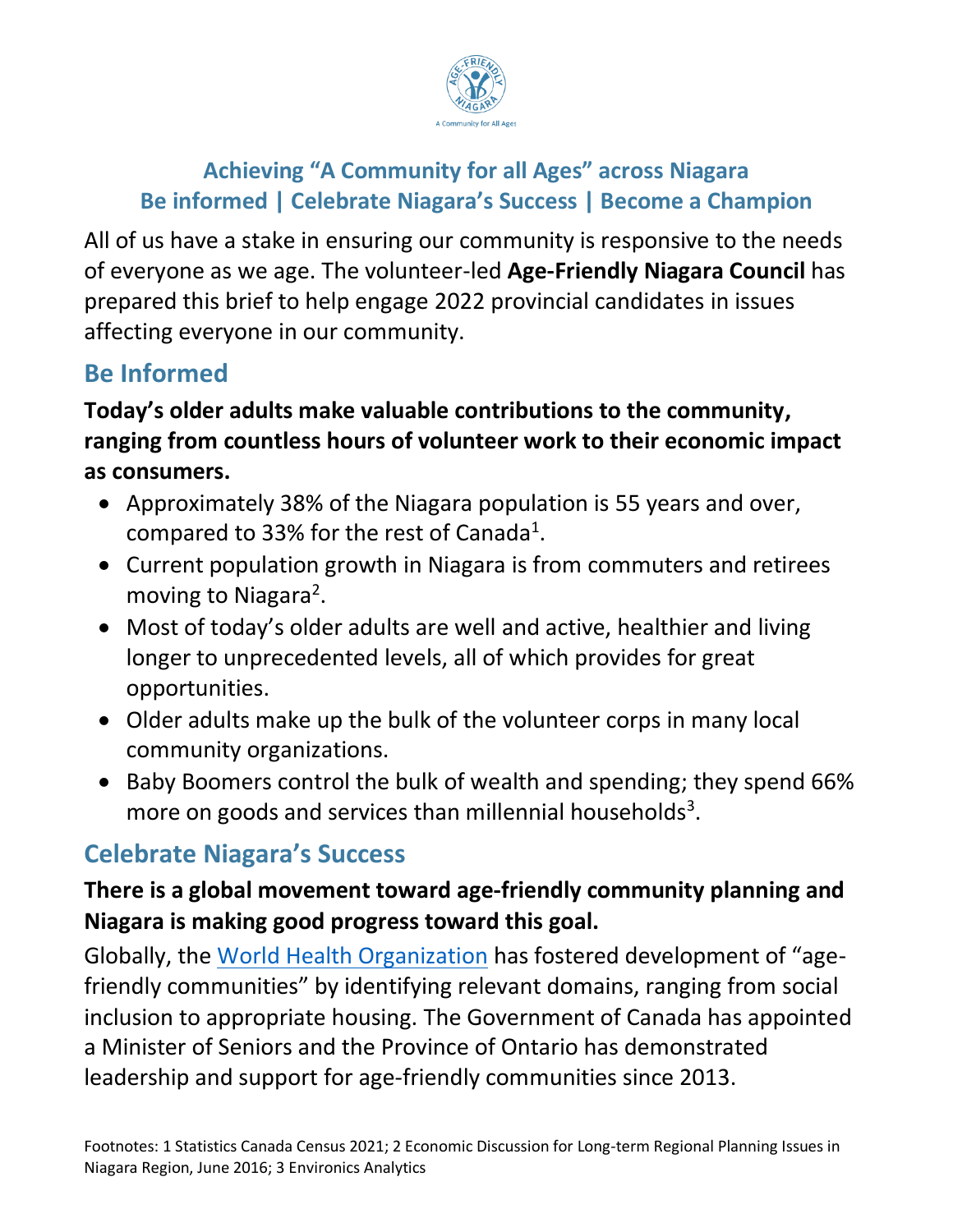# Achieving "A Community for all Ages" across Niagara
## Be informed | Celebrate Niagara's Success | Become a Champion

All of us have a stake in ensuring our community is responsive to the needs of everyone as we age. The volunteer-led **Age-Friendly Niagara Council** has prepared this brief to help engage 2022 provincial candidates in issues affecting everyone in our community.

## Be Informed

**Today's older adults make valuable contributions to the community, ranging from countless hours of volunteer work to their economic impact as consumers.**

- Approximately 38% of the Niagara population is 55 years and over, compared to 33% for the rest of Canada[1].
- Current population growth in Niagara is from commuters and retirees moving to Niagara[2].
- Most of today's older adults are well and active, healthier and living longer to unprecedented levels, all of which provides for great opportunities.
- Older adults make up the bulk of the volunteer corps in many local community organizations.
- Baby Boomers control the bulk of wealth and spending; they spend 66% more on goods and services than millennial households[3].

## Celebrate Niagara's Success

**There is a global movement toward age-friendly community planning and Niagara is making good progress toward this goal.**

Globally, the World Health Organization has fostered development of "age-friendly communities" by identifying relevant domains, ranging from social inclusion to appropriate housing. The Government of Canada has appointed a Minister of Seniors and the Province of Ontario has demonstrated leadership and support for age-friendly communities since 2013.

Footnotes: 1 Statistics Canada Census 2021; 2 Economic Discussion for Long-term Regional Planning Issues in Niagara Region, June 2016; 3 Environics Analytics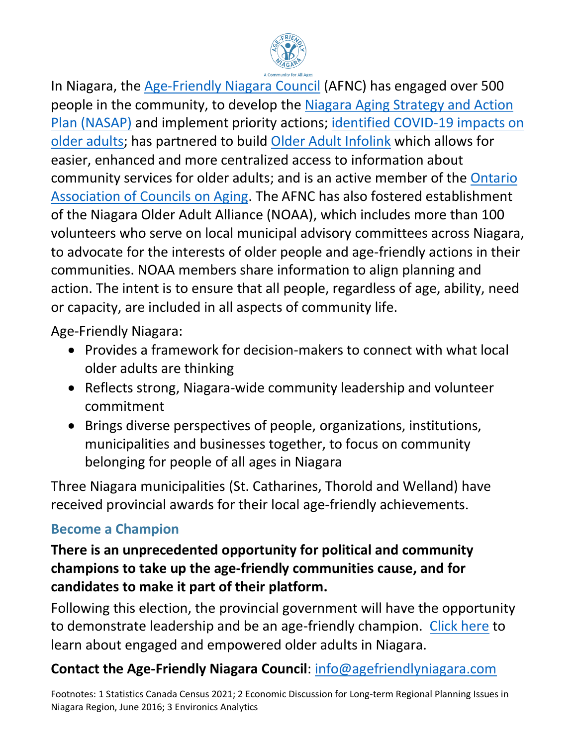In Niagara, the Age-Friendly Niagara Council (AFNC) has engaged over 500 people in the community, to develop the Niagara Aging Strategy and Action Plan (NASAP) and implement priority actions; identified COVID-19 impacts on older adults; has partnered to build Older Adult Infolink which allows for easier, enhanced and more centralized access to information about community services for older adults; and is an active member of the Ontario Association of Councils on Aging. The AFNC has also fostered establishment of the Niagara Older Adult Alliance (NOAA), which includes more than 100 volunteers who serve on local municipal advisory committees across Niagara, to advocate for the interests of older people and age-friendly actions in their communities. NOAA members share information to align planning and action. The intent is to ensure that all people, regardless of age, ability, need or capacity, are included in all aspects of community life.

Age-Friendly Niagara:

- Provides a framework for decision-makers to connect with what local older adults are thinking
- Reflects strong, Niagara-wide community leadership and volunteer commitment
- Brings diverse perspectives of people, organizations, institutions, municipalities and businesses together, to focus on community belonging for people of all ages in Niagara

Three Niagara municipalities (St. Catharines, Thorold and Welland) have received provincial awards for their local age-friendly achievements.

## Become a Champion

**There is an unprecedented opportunity for political and community champions to take up the age-friendly communities cause, and for candidates to make it part of their platform.**

Following this election, the provincial government will have the opportunity to demonstrate leadership and be an age-friendly champion. Click here to learn about engaged and empowered older adults in Niagara.

**Contact the Age-Friendly Niagara Council**: info@agefriendlyniagara.com

Footnotes: 1 Statistics Canada Census 2021; 2 Economic Discussion for Long-term Regional Planning Issues in Niagara Region, June 2016; 3 Environics Analytics